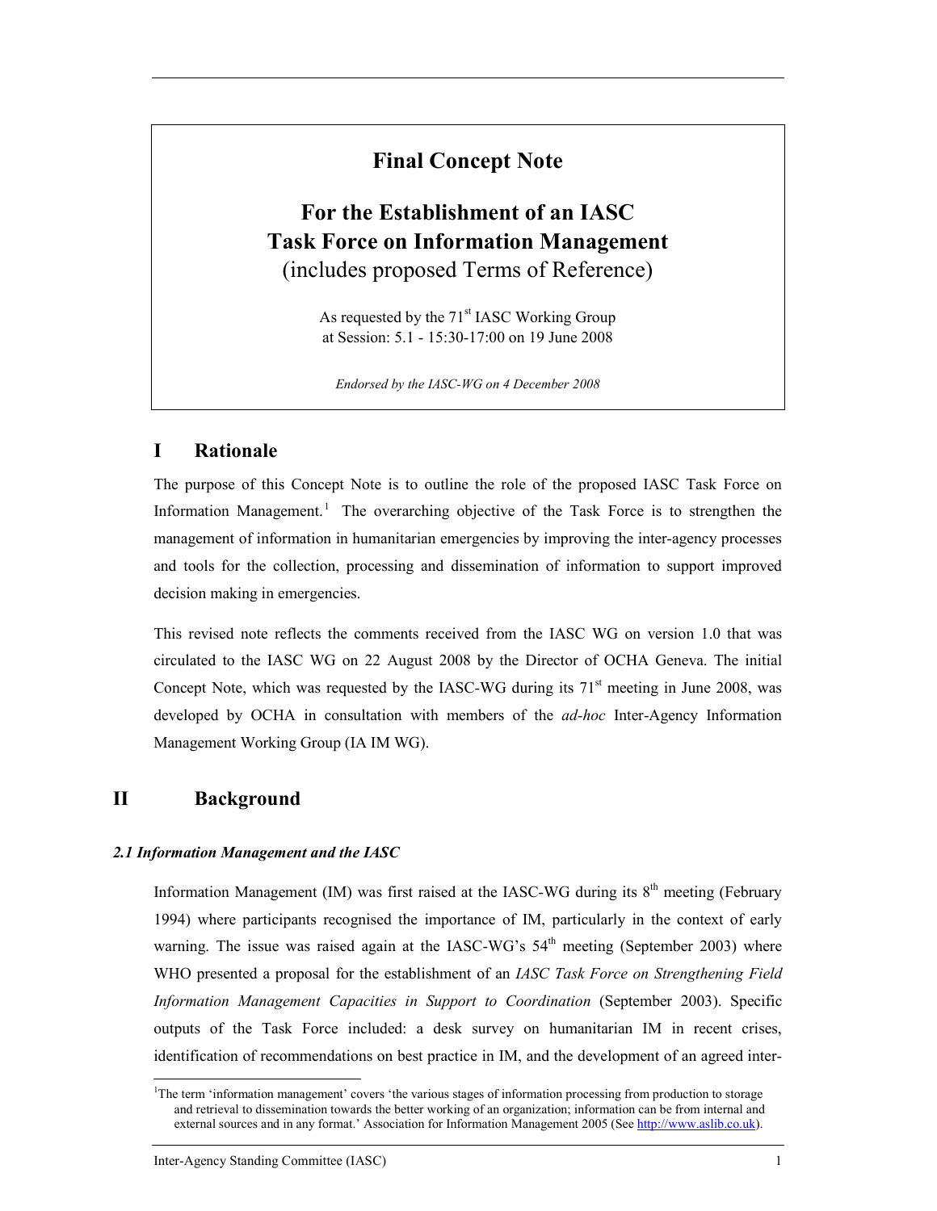# Final Concept Note

## For the Establishment of an IASC Task Force on Information Management

(includes proposed Terms of Reference)

As requested by the 71st IASC Working Group at Session: 5.1 - 15:30-17:00 on 19 June 2008

*Endorsed by the IASC-WG on 4 December 2008*

## I Rationale

The purpose of this Concept Note is to outline the role of the proposed IASC Task Force on Information Management.[1] The overarching objective of the Task Force is to strengthen the management of information in humanitarian emergencies by improving the inter-agency processes and tools for the collection, processing and dissemination of information to support improved decision making in emergencies.

This revised note reflects the comments received from the IASC WG on version 1.0 that was circulated to the IASC WG on 22 August 2008 by the Director of OCHA Geneva. The initial Concept Note, which was requested by the IASC-WG during its 71st meeting in June 2008, was developed by OCHA in consultation with members of the *ad-hoc* Inter-Agency Information Management Working Group (IA IM WG).

## II Background

### *2.1 Information Management and the IASC*

Information Management (IM) was first raised at the IASC-WG during its 8th meeting (February 1994) where participants recognised the importance of IM, particularly in the context of early warning. The issue was raised again at the IASC-WG's 54th meeting (September 2003) where WHO presented a proposal for the establishment of an *IASC Task Force on Strengthening Field Information Management Capacities in Support to Coordination* (September 2003). Specific outputs of the Task Force included: a desk survey on humanitarian IM in recent crises, identification of recommendations on best practice in IM, and the development of an agreed inter-

[1] The term 'information management' covers 'the various stages of information processing from production to storage and retrieval to dissemination towards the better working of an organization; information can be from internal and external sources and in any format.' Association for Information Management 2005 (See http://www.aslib.co.uk).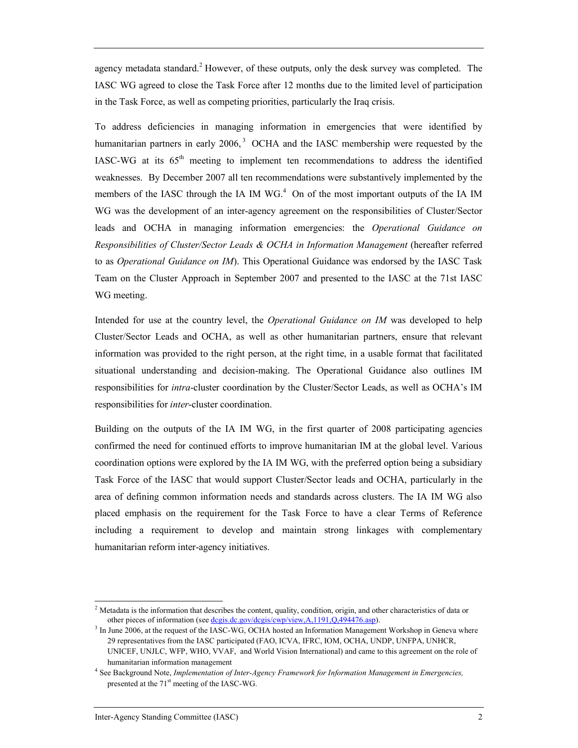agency metadata standard.[2] However, of these outputs, only the desk survey was completed. The IASC WG agreed to close the Task Force after 12 months due to the limited level of participation in the Task Force, as well as competing priorities, particularly the Iraq crisis.

To address deficiencies in managing information in emergencies that were identified by humanitarian partners in early 2006,[3] OCHA and the IASC membership were requested by the IASC-WG at its 65th meeting to implement ten recommendations to address the identified weaknesses. By December 2007 all ten recommendations were substantively implemented by the members of the IASC through the IA IM WG.[4] On of the most important outputs of the IA IM WG was the development of an inter-agency agreement on the responsibilities of Cluster/Sector leads and OCHA in managing information emergencies: the *Operational Guidance on Responsibilities of Cluster/Sector Leads & OCHA in Information Management* (hereafter referred to as *Operational Guidance on IM*). This Operational Guidance was endorsed by the IASC Task Team on the Cluster Approach in September 2007 and presented to the IASC at the 71st IASC WG meeting.

Intended for use at the country level, the *Operational Guidance on IM* was developed to help Cluster/Sector Leads and OCHA, as well as other humanitarian partners, ensure that relevant information was provided to the right person, at the right time, in a usable format that facilitated situational understanding and decision-making. The Operational Guidance also outlines IM responsibilities for *intra*-cluster coordination by the Cluster/Sector Leads, as well as OCHA's IM responsibilities for *inter*-cluster coordination.

Building on the outputs of the IA IM WG, in the first quarter of 2008 participating agencies confirmed the need for continued efforts to improve humanitarian IM at the global level. Various coordination options were explored by the IA IM WG, with the preferred option being a subsidiary Task Force of the IASC that would support Cluster/Sector leads and OCHA, particularly in the area of defining common information needs and standards across clusters. The IA IM WG also placed emphasis on the requirement for the Task Force to have a clear Terms of Reference including a requirement to develop and maintain strong linkages with complementary humanitarian reform inter-agency initiatives.

---

[2] Metadata is the information that describes the content, quality, condition, origin, and other characteristics of data or other pieces of information (see dcgis.dc.gov/dcgis/cwp/view,A,1191,Q,494476.asp).

[3] In June 2006, at the request of the IASC-WG, OCHA hosted an Information Management Workshop in Geneva where 29 representatives from the IASC participated (FAO, ICVA, IFRC, IOM, OCHA, UNDP, UNFPA, UNHCR, UNICEF, UNJLC, WFP, WHO, VVAF, and World Vision International) and came to this agreement on the role of humanitarian information management

[4] See Background Note, *Implementation of Inter-Agency Framework for Information Management in Emergencies,* presented at the 71st meeting of the IASC-WG.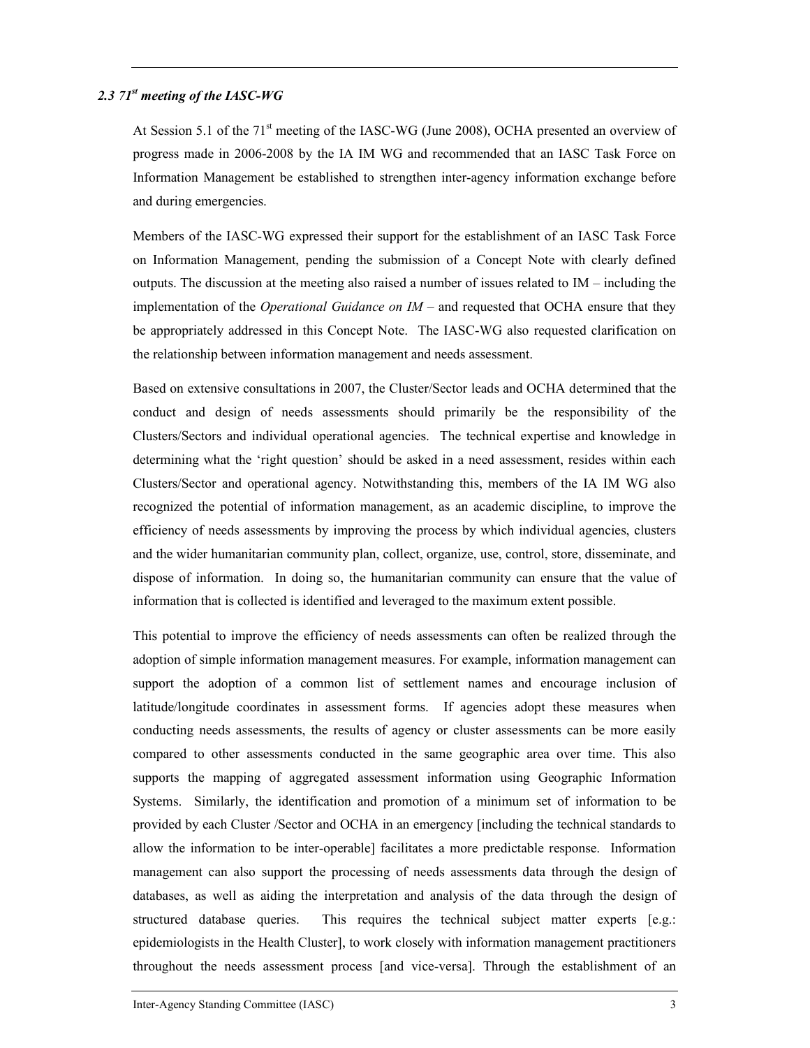### *2.3 71st meeting of the IASC-WG*

At Session 5.1 of the 71st meeting of the IASC-WG (June 2008), OCHA presented an overview of progress made in 2006-2008 by the IA IM WG and recommended that an IASC Task Force on Information Management be established to strengthen inter-agency information exchange before and during emergencies.

Members of the IASC-WG expressed their support for the establishment of an IASC Task Force on Information Management, pending the submission of a Concept Note with clearly defined outputs. The discussion at the meeting also raised a number of issues related to IM – including the implementation of the *Operational Guidance on IM* – and requested that OCHA ensure that they be appropriately addressed in this Concept Note. The IASC-WG also requested clarification on the relationship between information management and needs assessment.

Based on extensive consultations in 2007, the Cluster/Sector leads and OCHA determined that the conduct and design of needs assessments should primarily be the responsibility of the Clusters/Sectors and individual operational agencies. The technical expertise and knowledge in determining what the 'right question' should be asked in a need assessment, resides within each Clusters/Sector and operational agency. Notwithstanding this, members of the IA IM WG also recognized the potential of information management, as an academic discipline, to improve the efficiency of needs assessments by improving the process by which individual agencies, clusters and the wider humanitarian community plan, collect, organize, use, control, store, disseminate, and dispose of information. In doing so, the humanitarian community can ensure that the value of information that is collected is identified and leveraged to the maximum extent possible.

This potential to improve the efficiency of needs assessments can often be realized through the adoption of simple information management measures. For example, information management can support the adoption of a common list of settlement names and encourage inclusion of latitude/longitude coordinates in assessment forms. If agencies adopt these measures when conducting needs assessments, the results of agency or cluster assessments can be more easily compared to other assessments conducted in the same geographic area over time. This also supports the mapping of aggregated assessment information using Geographic Information Systems. Similarly, the identification and promotion of a minimum set of information to be provided by each Cluster /Sector and OCHA in an emergency [including the technical standards to allow the information to be inter-operable] facilitates a more predictable response. Information management can also support the processing of needs assessments data through the design of databases, as well as aiding the interpretation and analysis of the data through the design of structured database queries. This requires the technical subject matter experts [e.g.: epidemiologists in the Health Cluster], to work closely with information management practitioners throughout the needs assessment process [and vice-versa]. Through the establishment of an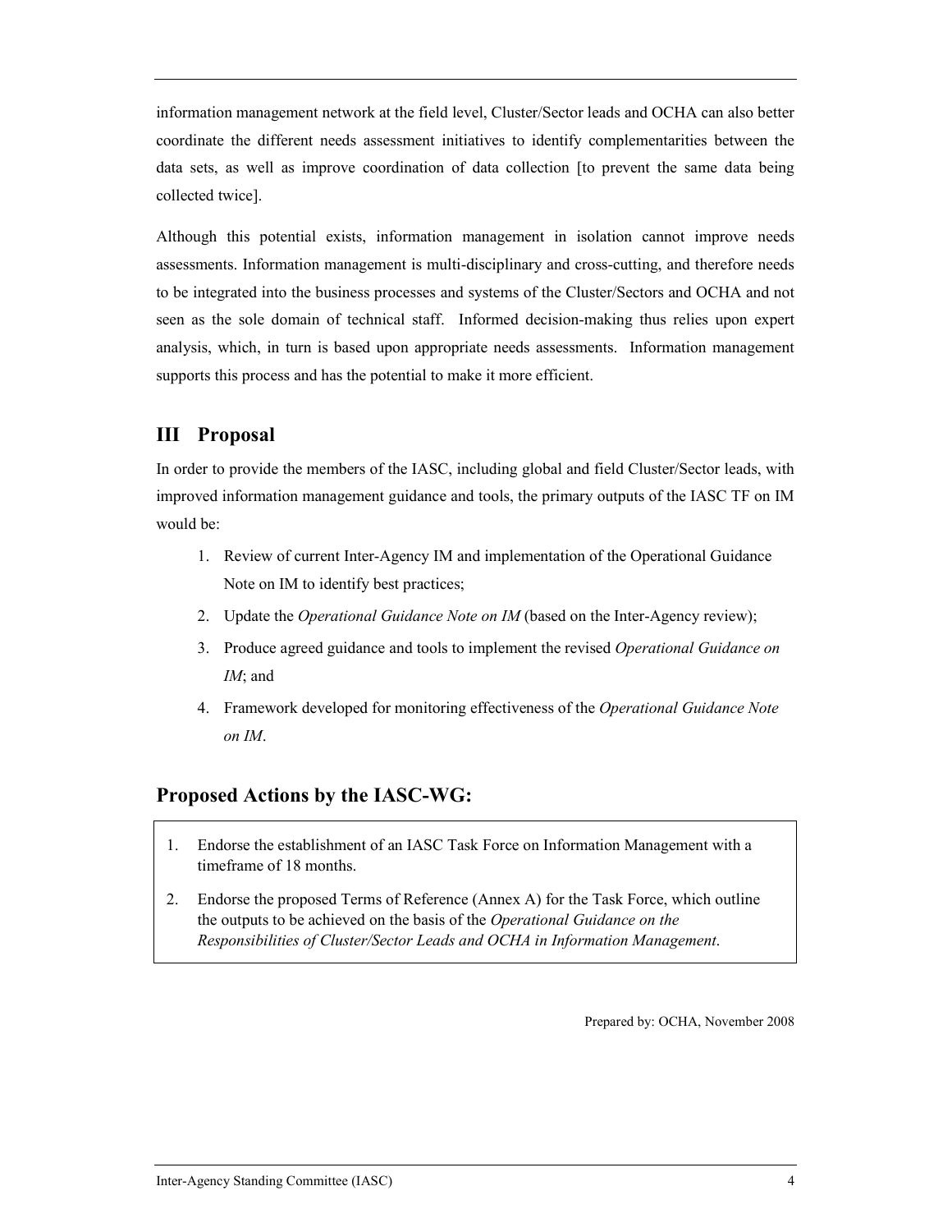information management network at the field level, Cluster/Sector leads and OCHA can also better coordinate the different needs assessment initiatives to identify complementarities between the data sets, as well as improve coordination of data collection [to prevent the same data being collected twice].

Although this potential exists, information management in isolation cannot improve needs assessments. Information management is multi-disciplinary and cross-cutting, and therefore needs to be integrated into the business processes and systems of the Cluster/Sectors and OCHA and not seen as the sole domain of technical staff. Informed decision-making thus relies upon expert analysis, which, in turn is based upon appropriate needs assessments. Information management supports this process and has the potential to make it more efficient.

## III Proposal

In order to provide the members of the IASC, including global and field Cluster/Sector leads, with improved information management guidance and tools, the primary outputs of the IASC TF on IM would be:

1. Review of current Inter-Agency IM and implementation of the Operational Guidance Note on IM to identify best practices;
2. Update the *Operational Guidance Note on IM* (based on the Inter-Agency review);
3. Produce agreed guidance and tools to implement the revised *Operational Guidance on IM*; and
4. Framework developed for monitoring effectiveness of the *Operational Guidance Note on IM*.

## Proposed Actions by the IASC-WG:

1. Endorse the establishment of an IASC Task Force on Information Management with a timeframe of 18 months.
2. Endorse the proposed Terms of Reference (Annex A) for the Task Force, which outline the outputs to be achieved on the basis of the *Operational Guidance on the Responsibilities of Cluster/Sector Leads and OCHA in Information Management*.

Prepared by: OCHA, November 2008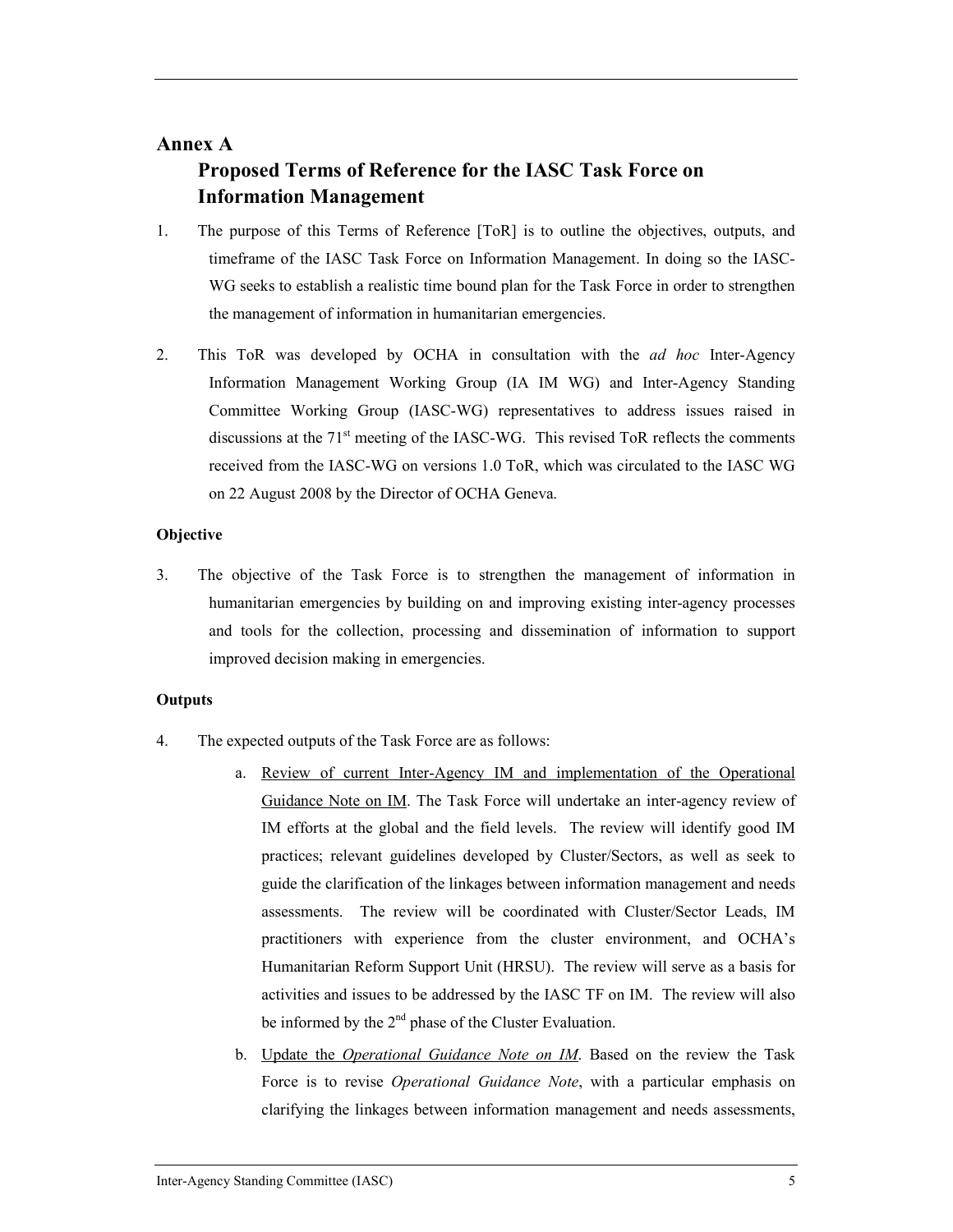## Annex A

## Proposed Terms of Reference for the IASC Task Force on Information Management

1. The purpose of this Terms of Reference [ToR] is to outline the objectives, outputs, and timeframe of the IASC Task Force on Information Management. In doing so the IASC-WG seeks to establish a realistic time bound plan for the Task Force in order to strengthen the management of information in humanitarian emergencies.

2. This ToR was developed by OCHA in consultation with the *ad hoc* Inter-Agency Information Management Working Group (IA IM WG) and Inter-Agency Standing Committee Working Group (IASC-WG) representatives to address issues raised in discussions at the 71st meeting of the IASC-WG. This revised ToR reflects the comments received from the IASC-WG on versions 1.0 ToR, which was circulated to the IASC WG on 22 August 2008 by the Director of OCHA Geneva.

**Objective**

3. The objective of the Task Force is to strengthen the management of information in humanitarian emergencies by building on and improving existing inter-agency processes and tools for the collection, processing and dissemination of information to support improved decision making in emergencies.

**Outputs**

4. The expected outputs of the Task Force are as follows:

   a. Review of current Inter-Agency IM and implementation of the Operational Guidance Note on IM. The Task Force will undertake an inter-agency review of IM efforts at the global and the field levels. The review will identify good IM practices; relevant guidelines developed by Cluster/Sectors, as well as seek to guide the clarification of the linkages between information management and needs assessments. The review will be coordinated with Cluster/Sector Leads, IM practitioners with experience from the cluster environment, and OCHA's Humanitarian Reform Support Unit (HRSU). The review will serve as a basis for activities and issues to be addressed by the IASC TF on IM. The review will also be informed by the 2nd phase of the Cluster Evaluation.

   b. Update the *Operational Guidance Note on IM*. Based on the review the Task Force is to revise *Operational Guidance Note*, with a particular emphasis on clarifying the linkages between information management and needs assessments,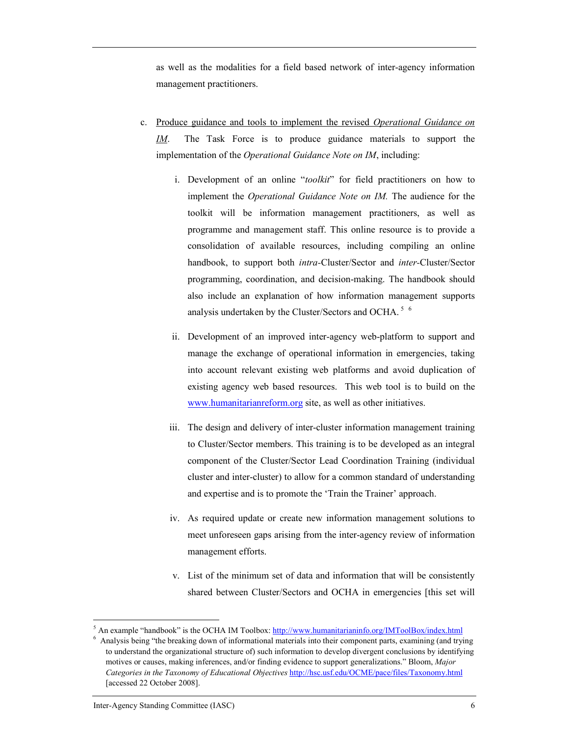as well as the modalities for a field based network of inter-agency information management practitioners.

c. Produce guidance and tools to implement the revised *Operational Guidance on IM*. The Task Force is to produce guidance materials to support the implementation of the *Operational Guidance Note on IM*, including:

   i. Development of an online "*toolkit*" for field practitioners on how to implement the *Operational Guidance Note on IM.* The audience for the toolkit will be information management practitioners, as well as programme and management staff. This online resource is to provide a consolidation of available resources, including compiling an online handbook, to support both *intra*-Cluster/Sector and *inter*-Cluster/Sector programming, coordination, and decision-making. The handbook should also include an explanation of how information management supports analysis undertaken by the Cluster/Sectors and OCHA. [5] [6]

   ii. Development of an improved inter-agency web-platform to support and manage the exchange of operational information in emergencies, taking into account relevant existing web platforms and avoid duplication of existing agency web based resources. This web tool is to build on the www.humanitarianreform.org site, as well as other initiatives.

   iii. The design and delivery of inter-cluster information management training to Cluster/Sector members. This training is to be developed as an integral component of the Cluster/Sector Lead Coordination Training (individual cluster and inter-cluster) to allow for a common standard of understanding and expertise and is to promote the 'Train the Trainer' approach.

   iv. As required update or create new information management solutions to meet unforeseen gaps arising from the inter-agency review of information management efforts.

   v. List of the minimum set of data and information that will be consistently shared between Cluster/Sectors and OCHA in emergencies [this set will

---

[5] An example "handbook" is the OCHA IM Toolbox: http://www.humanitarianinfo.org/IMToolBox/index.html

[6] Analysis being "the breaking down of informational materials into their component parts, examining (and trying to understand the organizational structure of) such information to develop divergent conclusions by identifying motives or causes, making inferences, and/or finding evidence to support generalizations." Bloom, *Major Categories in the Taxonomy of Educational Objectives* http://hsc.usf.edu/OCME/pace/files/Taxonomy.html [accessed 22 October 2008].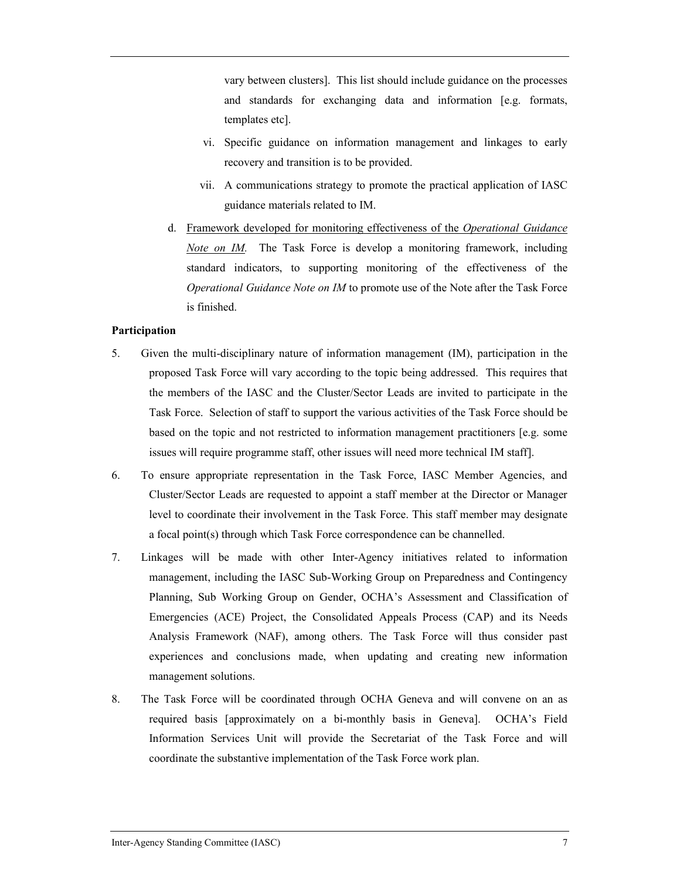vary between clusters]. This list should include guidance on the processes and standards for exchanging data and information [e.g. formats, templates etc].

   vi. Specific guidance on information management and linkages to early recovery and transition is to be provided.

   vii. A communications strategy to promote the practical application of IASC guidance materials related to IM.

d. Framework developed for monitoring effectiveness of the *Operational Guidance Note on IM*. The Task Force is develop a monitoring framework, including standard indicators, to supporting monitoring of the effectiveness of the *Operational Guidance Note on IM* to promote use of the Note after the Task Force is finished.

**Participation**

5. Given the multi-disciplinary nature of information management (IM), participation in the proposed Task Force will vary according to the topic being addressed. This requires that the members of the IASC and the Cluster/Sector Leads are invited to participate in the Task Force. Selection of staff to support the various activities of the Task Force should be based on the topic and not restricted to information management practitioners [e.g. some issues will require programme staff, other issues will need more technical IM staff].

6. To ensure appropriate representation in the Task Force, IASC Member Agencies, and Cluster/Sector Leads are requested to appoint a staff member at the Director or Manager level to coordinate their involvement in the Task Force. This staff member may designate a focal point(s) through which Task Force correspondence can be channelled.

7. Linkages will be made with other Inter-Agency initiatives related to information management, including the IASC Sub-Working Group on Preparedness and Contingency Planning, Sub Working Group on Gender, OCHA's Assessment and Classification of Emergencies (ACE) Project, the Consolidated Appeals Process (CAP) and its Needs Analysis Framework (NAF), among others. The Task Force will thus consider past experiences and conclusions made, when updating and creating new information management solutions.

8. The Task Force will be coordinated through OCHA Geneva and will convene on an as required basis [approximately on a bi-monthly basis in Geneva]. OCHA's Field Information Services Unit will provide the Secretariat of the Task Force and will coordinate the substantive implementation of the Task Force work plan.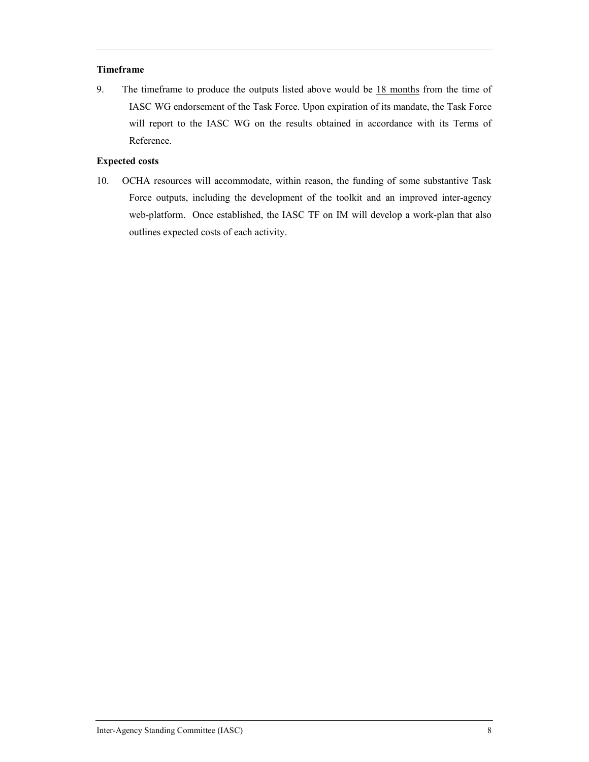**Timeframe**

9. The timeframe to produce the outputs listed above would be 18 months from the time of IASC WG endorsement of the Task Force. Upon expiration of its mandate, the Task Force will report to the IASC WG on the results obtained in accordance with its Terms of Reference.

**Expected costs**

10. OCHA resources will accommodate, within reason, the funding of some substantive Task Force outputs, including the development of the toolkit and an improved inter-agency web-platform. Once established, the IASC TF on IM will develop a work-plan that also outlines expected costs of each activity.